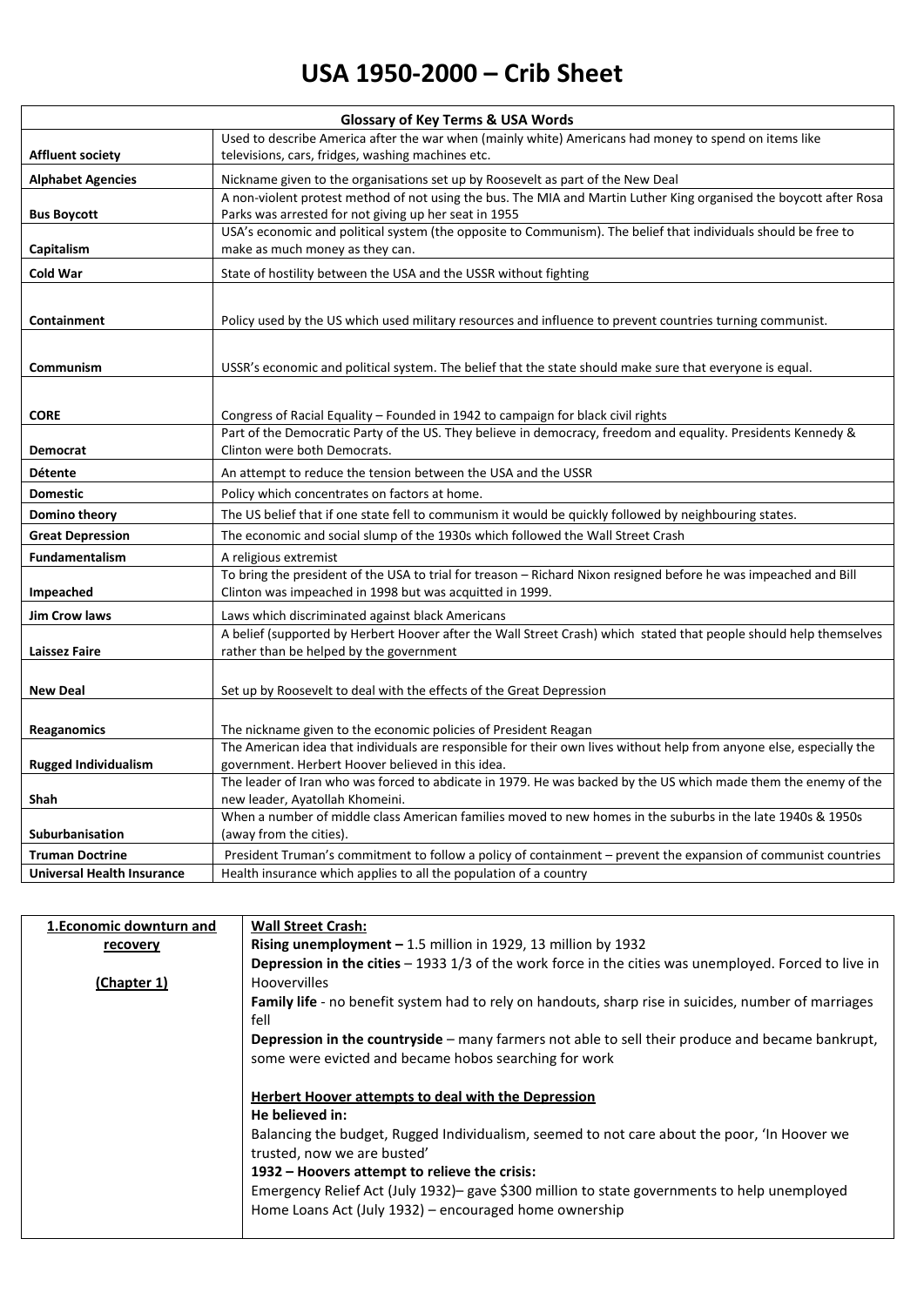# USA 1950-2000 – Crib Sheet

| Glossary of Key Terms & USA Words | |
|---|---|
| **Affluent society** | Used to describe America after the war when (mainly white) Americans had money to spend on items like televisions, cars, fridges, washing machines etc. |
| **Alphabet Agencies** | Nickname given to the organisations set up by Roosevelt as part of the New Deal |
| **Bus Boycott** | A non-violent protest method of not using the bus. The MIA and Martin Luther King organised the boycott after Rosa Parks was arrested for not giving up her seat in 1955 |
| **Capitalism** | USA's economic and political system (the opposite to Communism). The belief that individuals should be free to make as much money as they can. |
| **Cold War** | State of hostility between the USA and the USSR without fighting |
| **Containment** | Policy used by the US which used military resources and influence to prevent countries turning communist. |
| **Communism** | USSR's economic and political system. The belief that the state should make sure that everyone is equal. |
| **CORE** | Congress of Racial Equality – Founded in 1942 to campaign for black civil rights |
| **Democrat** | Part of the Democratic Party of the US. They believe in democracy, freedom and equality. Presidents Kennedy & Clinton were both Democrats. |
| **Détente** | An attempt to reduce the tension between the USA and the USSR |
| **Domestic** | Policy which concentrates on factors at home. |
| **Domino theory** | The US belief that if one state fell to communism it would be quickly followed by neighbouring states. |
| **Great Depression** | The economic and social slump of the 1930s which followed the Wall Street Crash |
| **Fundamentalism** | A religious extremist |
| **Impeached** | To bring the president of the USA to trial for treason – Richard Nixon resigned before he was impeached and Bill Clinton was impeached in 1998 but was acquitted in 1999. |
| **Jim Crow laws** | Laws which discriminated against black Americans |
| **Laissez Faire** | A belief (supported by Herbert Hoover after the Wall Street Crash) which stated that people should help themselves rather than be helped by the government |
| **New Deal** | Set up by Roosevelt to deal with the effects of the Great Depression |
| **Reaganomics** | The nickname given to the economic policies of President Reagan |
| **Rugged Individualism** | The American idea that individuals are responsible for their own lives without help from anyone else, especially the government. Herbert Hoover believed in this idea. |
| **Shah** | The leader of Iran who was forced to abdicate in 1979. He was backed by the US which made them the enemy of the new leader, Ayatollah Khomeini. |
| **Suburbanisation** | When a number of middle class American families moved to new homes in the suburbs in the late 1940s & 1950s (away from the cities). |
| **Truman Doctrine** | President Truman's commitment to follow a policy of containment – prevent the expansion of communist countries |
| **Universal Health Insurance** | Health insurance which applies to all the population of a country |

| | |
|---|---|
| **1.Economic downturn and recovery**<br><br>**(Chapter 1)** | **Wall Street Crash:**<br>**Rising unemployment –** 1.5 million in 1929, 13 million by 1932<br>**Depression in the cities** – 1933 1/3 of the work force in the cities was unemployed. Forced to live in Hoovervilles<br>**Family life** - no benefit system had to rely on handouts, sharp rise in suicides, number of marriages fell<br>**Depression in the countryside** – many farmers not able to sell their produce and became bankrupt, some were evicted and became hobos searching for work<br><br>**Herbert Hoover attempts to deal with the Depression**<br>**He believed in:**<br>Balancing the budget, Rugged Individualism, seemed to not care about the poor, 'In Hoover we trusted, now we are busted'<br>**1932 – Hoovers attempt to relieve the crisis:**<br>Emergency Relief Act (July 1932)– gave $300 million to state governments to help unemployed<br>Home Loans Act (July 1932) – encouraged home ownership |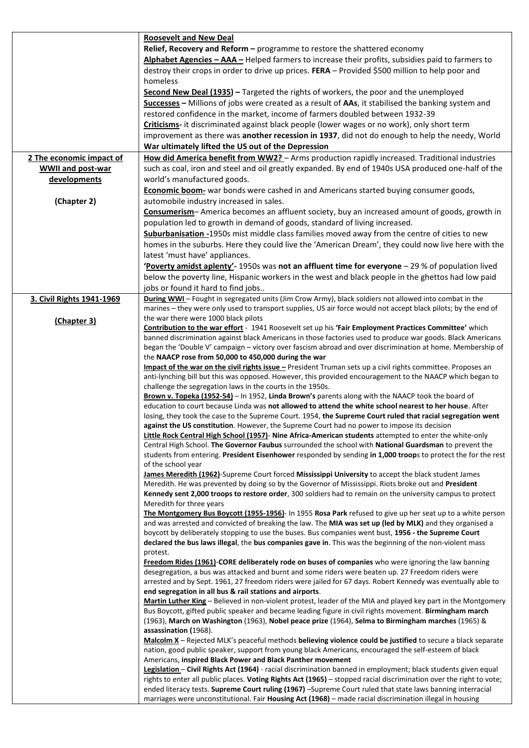| | |
|---|---|
| | **Roosevelt and New Deal**<br>**Relief, Recovery and Reform –** programme to restore the shattered economy<br>**Alphabet Agencies – AAA –** Helped farmers to increase their profits, subsidies paid to farmers to destroy their crops in order to drive up prices. **FERA** – Provided \$500 million to help poor and homeless<br>**Second New Deal (1935) –** Targeted the rights of workers, the poor and the unemployed<br>**Successes –** Millions of jobs were created as a result of **AAs**, it stabilised the banking system and restored confidence in the market, income of farmers doubled between 1932-39<br>**Criticisms-** it discriminated against black people (lower wages or no work), only short term improvement as there was **another recession in 1937**, did not do enough to help the needy, World **War ultimately lifted the US out of the Depression** |
| **2 The economic impact of WWII and post-war developments**<br><br>**(Chapter 2)** | **How did America benefit from WW2?** – Arms production rapidly increased. Traditional industries such as coal, iron and steel and oil greatly expanded. By end of 1940s USA produced one-half of the world's manufactured goods.<br>**Economic boom-** war bonds were cashed in and Americans started buying consumer goods, automobile industry increased in sales.<br>**Consumerism**– America becomes an affluent society, buy an increased amount of goods, growth in population led to growth in demand of goods, standard of living increased.<br>**Suburbanisation -**1950s mist middle class families moved away from the centre of cities to new homes in the suburbs. Here they could live the 'American Dream', they could now live here with the latest 'must have' appliances.<br>**'Poverty amidst aplenty'-** 1950s was **not an affluent time for everyone** – 29 % of population lived below the poverty line, Hispanic workers in the west and black people in the ghettos had low paid jobs or found it hard to find jobs.. |
| **3. Civil Rights 1941-1969**<br><br>**(Chapter 3)** | **During WWI** – Fought in segregated units (Jim Crow Army), black soldiers not allowed into combat in the marines – they were only used to transport supplies, US air force would not accept black pilots; by the end of the war there were 1000 black pilots<br>**Contribution to the war effort** - 1941 Roosevelt set up his **'Fair Employment Practices Committee'** which banned discrimination against black Americans in those factories used to produce war goods. Black Americans began the 'Double V' campaign – victory over fascism abroad and over discrimination at home. Membership of the **NAACP rose from 50,000 to 450,000 during the war**<br>**Impact of the war on the civil rights issue –** President Truman sets up a civil rights committee. Proposes an anti-lynching bill but this was opposed. However, this provided encouragement to the NAACP which began to challenge the segregation laws in the courts in the 1950s.<br>**Brown v. Topeka (1952-54)** – In 1952, **Linda Brown's** parents along with the NAACP took the board of education to court because Linda was **not allowed to attend the white school nearest to her house**. After losing, they took the case to the Supreme Court. 1954, **the Supreme Court ruled that racial segregation went against the US constitution**. However, the Supreme Court had no power to impose its decision<br>**Little Rock Central High School (1957)**- **Nine Africa-American students** attempted to enter the white-only Central High School. **The Governor Faubus** surrounded the school with **National Guardsman** to prevent the students from entering. **President Eisenhower** responded by sending **in 1,000 troop**s to protect the for the rest of the school year<br>**James Meredith (1962)**-Supreme Court forced **Mississippi University** to accept the black student James Meredith. He was prevented by doing so by the Governor of Mississippi. Riots broke out and **President Kennedy sent 2,000 troops to restore order**, 300 soldiers had to remain on the university campus to protect Meredith for three years<br>**The Montgomery Bus Boycott (1955-1956)**- In 1955 **Rosa Park** refused to give up her seat up to a white person and was arrested and convicted of breaking the law. The **MIA was set up (led by MLK)** and they organised a boycott by deliberately stopping to use the buses. Bus companies went bust, **1956 - the Supreme Court declared the bus laws illegal**, the **bus companies gave in**. This was the beginning of the non-violent mass protest.<br>**Freedom Rides (1961)**-**CORE deliberately rode on buses of companies** who were ignoring the law banning desegregation, a bus was attacked and burnt and some riders were beaten up. 27 Freedom riders were arrested and by Sept. 1961, 27 freedom riders were jailed for 67 days. Robert Kennedy was eventually able to **end segregation in all bus & rail stations and airports**.<br>**Martin Luther King** – Believed in non-violent protest, leader of the MIA and played key part in the Montgomery Bus Boycott, gifted public speaker and became leading figure in civil rights movement. **Birmingham march** (1963), **March on Washington** (1963), **Nobel peace prize** (1964), **Selma to Birmingham marches** (1965) & **assassination (**1968).<br>**Malcolm X** – Rejected MLK's peaceful methods **believing violence could be justified** to secure a black separate nation, good public speaker, support from young black Americans, encouraged the self-esteem of black Americans, **inspired Black Power and Black Panther movement**<br>**Legislation** – **Civil Rights Act (1964)** - racial discrimination banned in employment; black students given equal rights to enter all public places. **Voting Rights Act (1965)** – stopped racial discrimination over the right to vote; ended literacy tests. **Supreme Court ruling (1967)** –Supreme Court ruled that state laws banning interracial marriages were unconstitutional. Fair **Housing Act (1968)** – made racial discrimination illegal in housing |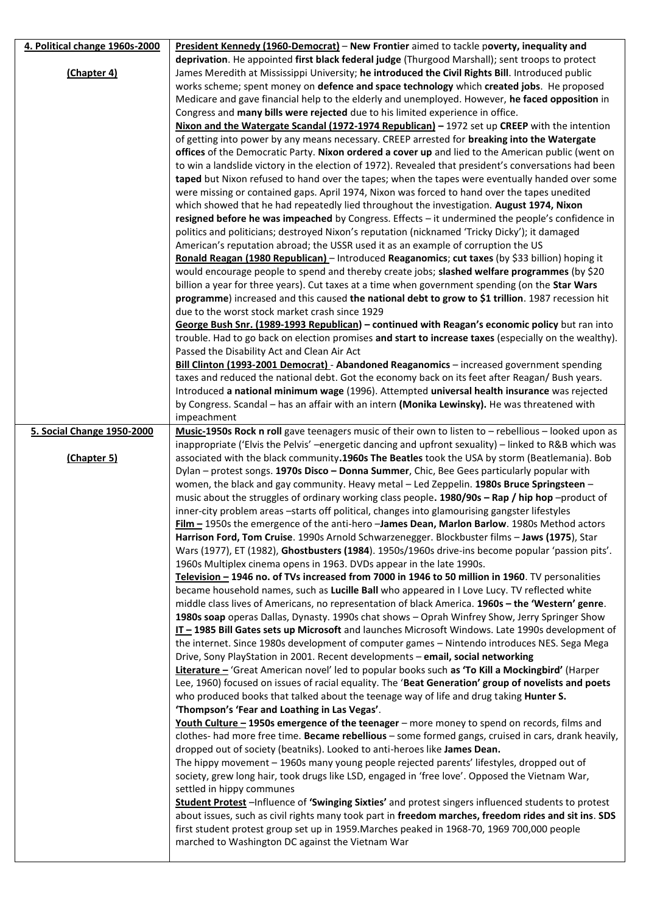| | |
|---|---|
| **4. Political change 1960s-2000**<br><br>**(Chapter 4)** | **President Kennedy (1960-Democrat)** – **New Frontier** aimed to tackle p**overty, inequality and deprivation**. He appointed **first black federal judge** (Thurgood Marshall); sent troops to protect James Meredith at Mississippi University; **he introduced the Civil Rights Bill**. Introduced public works scheme; spent money on **defence and space technology** which **created jobs**. He proposed Medicare and gave financial help to the elderly and unemployed. However, **he faced opposition** in Congress and **many bills were rejected** due to his limited experience in office.<br>**Nixon and the Watergate Scandal (1972-1974 Republican) –** 1972 set up **CREEP** with the intention of getting into power by any means necessary. CREEP arrested for **breaking into the Watergate offices** of the Democratic Party. **Nixon ordered a cover up** and lied to the American public (went on to win a landslide victory in the election of 1972). Revealed that president's conversations had been **taped** but Nixon refused to hand over the tapes; when the tapes were eventually handed over some were missing or contained gaps. April 1974, Nixon was forced to hand over the tapes unedited which showed that he had repeatedly lied throughout the investigation. **August 1974, Nixon resigned before he was impeached** by Congress. Effects – it undermined the people's confidence in politics and politicians; destroyed Nixon's reputation (nicknamed 'Tricky Dicky'); it damaged American's reputation abroad; the USSR used it as an example of corruption the US<br>**Ronald Reagan (1980 Republican)** – Introduced **Reaganomics**; **cut taxes** (by \$33 billion) hoping it would encourage people to spend and thereby create jobs; **slashed welfare programmes** (by \$20 billion a year for three years). Cut taxes at a time when government spending (on the **Star Wars programme**) increased and this caused **the national debt to grow to \$1 trillion**. 1987 recession hit due to the worst stock market crash since 1929<br>**George Bush Snr. (1989-1993 Republican) – continued with Reagan's economic policy** but ran into trouble. Had to go back on election promises **and start to increase taxes** (especially on the wealthy). Passed the Disability Act and Clean Air Act<br>**Bill Clinton (1993-2001 Democrat)** - **Abandoned Reaganomics** – increased government spending taxes and reduced the national debt. Got the economy back on its feet after Reagan/ Bush years. Introduced **a national minimum wage** (1996). Attempted **universal health insurance** was rejected by Congress. Scandal – has an affair with an intern **(Monika Lewinsky).** He was threatened with impeachment |
| **5. Social Change 1950-2000**<br><br>**(Chapter 5)** | **Music-1950s Rock n roll** gave teenagers music of their own to listen to – rebellious – looked upon as inappropriate ('Elvis the Pelvis' –energetic dancing and upfront sexuality) – linked to R&B which was associated with the black community**.1960s The Beatles** took the USA by storm (Beatlemania). Bob Dylan – protest songs. **1970s Disco – Donna Summer**, Chic, Bee Gees particularly popular with women, the black and gay community. Heavy metal – Led Zeppelin. **1980s Bruce Springsteen** – music about the struggles of ordinary working class people**. 1980/90s – Rap / hip hop** –product of inner-city problem areas –starts off political, changes into glamourising gangster lifestyles<br>**Film –** 1950s the emergence of the anti-hero –**James Dean, Marlon Barlow**. 1980s Method actors **Harrison Ford, Tom Cruise**. 1990s Arnold Schwarzenegger. Blockbuster films – **Jaws (1975**), Star Wars (1977), ET (1982), **Ghostbusters (1984**). 1950s/1960s drive-ins become popular 'passion pits'. 1960s Multiplex cinema opens in 1963. DVDs appear in the late 1990s.<br>**Television – 1946 no. of TVs increased from 7000 in 1946 to 50 million in 1960**. TV personalities became household names, such as **Lucille Ball** who appeared in I Love Lucy. TV reflected white middle class lives of Americans, no representation of black America. **1960s – the 'Western' genre**. **1980s soap** operas Dallas, Dynasty. 1990s chat shows – Oprah Winfrey Show, Jerry Springer Show<br>**IT – 1985 Bill Gates sets up Microsoft** and launches Microsoft Windows. Late 1990s development of the internet. Since 1980s development of computer games – Nintendo introduces NES. Sega Mega Drive, Sony PlayStation in 2001. Recent developments – **email, social networking**<br>**Literature –** 'Great American novel' led to popular books such **as 'To Kill a Mockingbird'** (Harper Lee, 1960) focused on issues of racial equality. The '**Beat Generation' group of novelists and poets** who produced books that talked about the teenage way of life and drug taking **Hunter S. 'Thompson's 'Fear and Loathing in Las Vegas'**.<br>**Youth Culture – 1950s emergence of the teenager** – more money to spend on records, films and clothes- had more free time. **Became rebellious** – some formed gangs, cruised in cars, drank heavily, dropped out of society (beatniks). Looked to anti-heroes like **James Dean.**<br>The hippy movement – 1960s many young people rejected parents' lifestyles, dropped out of society, grew long hair, took drugs like LSD, engaged in 'free love'. Opposed the Vietnam War, settled in hippy communes<br>**Student Protest** –Influence of **'Swinging Sixties'** and protest singers influenced students to protest about issues, such as civil rights many took part in **freedom marches, freedom rides and sit ins**. **SDS** first student protest group set up in 1959.Marches peaked in 1968-70, 1969 700,000 people marched to Washington DC against the Vietnam War |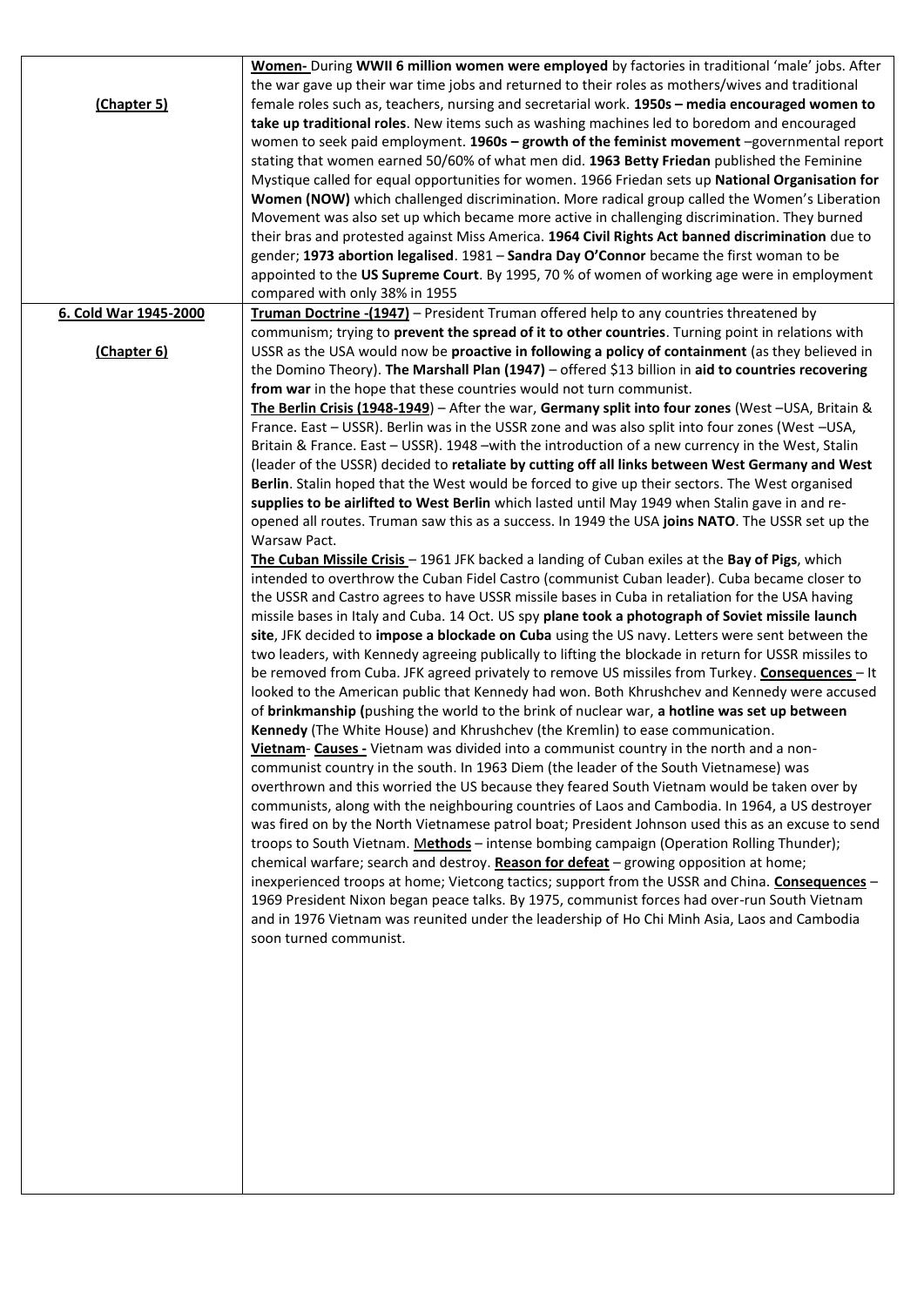| | |
|---|---|
| **(Chapter 5)** | <u>**Women-**</u> During **WWII 6 million women were employed** by factories in traditional 'male' jobs. After the war gave up their war time jobs and returned to their roles as mothers/wives and traditional female roles such as, teachers, nursing and secretarial work. **1950s – media encouraged women to take up traditional roles**. New items such as washing machines led to boredom and encouraged women to seek paid employment. **1960s – growth of the feminist movement** –governmental report stating that women earned 50/60% of what men did. **1963 Betty Friedan** published the Feminine Mystique called for equal opportunities for women. 1966 Friedan sets up **National Organisation for Women (NOW)** which challenged discrimination. More radical group called the Women's Liberation Movement was also set up which became more active in challenging discrimination. They burned their bras and protested against Miss America. **1964 Civil Rights Act banned discrimination** due to gender; **1973 abortion legalised**. 1981 – **Sandra Day O'Connor** became the first woman to be appointed to the **US Supreme Court**. By 1995, 70 % of women of working age were in employment compared with only 38% in 1955 |
| <u>**6. Cold War 1945-2000**</u><br><br><u>**(Chapter 6)**</u> | <u>**Truman Doctrine -(1947)**</u> – President Truman offered help to any countries threatened by communism; trying to **prevent the spread of it to other countries**. Turning point in relations with USSR as the USA would now be **proactive in following a policy of containment** (as they believed in the Domino Theory). **The Marshall Plan (1947)** – offered $13 billion in **aid to countries recovering from war** in the hope that these countries would not turn communist.<br><u>**The Berlin Crisis (1948-1949**</u>) – After the war, **Germany split into four zones** (West –USA, Britain & France. East – USSR). Berlin was in the USSR zone and was also split into four zones (West –USA, Britain & France. East – USSR). 1948 –with the introduction of a new currency in the West, Stalin (leader of the USSR) decided to **retaliate by cutting off all links between West Germany and West Berlin**. Stalin hoped that the West would be forced to give up their sectors. The West organised **supplies to be airlifted to West Berlin** which lasted until May 1949 when Stalin gave in and re-opened all routes. Truman saw this as a success. In 1949 the USA **joins NATO**. The USSR set up the Warsaw Pact.<br><u>**The Cuban Missile Crisis**</u> – 1961 JFK backed a landing of Cuban exiles at the **Bay of Pigs**, which intended to overthrow the Cuban Fidel Castro (communist Cuban leader). Cuba became closer to the USSR and Castro agrees to have USSR missile bases in Cuba in retaliation for the USA having missile bases in Italy and Cuba. 14 Oct. US spy **plane took a photograph of Soviet missile launch site**, JFK decided to **impose a blockade on Cuba** using the US navy. Letters were sent between the two leaders, with Kennedy agreeing publically to lifting the blockade in return for USSR missiles to be removed from Cuba. JFK agreed privately to remove US missiles from Turkey. <u>**Consequences**</u> – It looked to the American public that Kennedy had won. Both Khrushchev and Kennedy were accused of **brinkmanship (**pushing the world to the brink of nuclear war, **a hotline was set up between Kennedy** (The White House) and Khrushchev (the Kremlin) to ease communication.<br><u>**Vietnam**</u>- <u>**Causes -**</u> Vietnam was divided into a communist country in the north and a non-communist country in the south. In 1963 Diem (the leader of the South Vietnamese) was overthrown and this worried the US because they feared South Vietnam would be taken over by communists, along with the neighbouring countries of Laos and Cambodia. In 1964, a US destroyer was fired on by the North Vietnamese patrol boat; President Johnson used this as an excuse to send troops to South Vietnam. <u>M**ethods**</u> – intense bombing campaign (Operation Rolling Thunder); chemical warfare; search and destroy. <u>**Reason for defeat**</u> – growing opposition at home; inexperienced troops at home; Vietcong tactics; support from the USSR and China. <u>**Consequences**</u> – 1969 President Nixon began peace talks. By 1975, communist forces had over-run South Vietnam and in 1976 Vietnam was reunited under the leadership of Ho Chi Minh Asia, Laos and Cambodia soon turned communist. |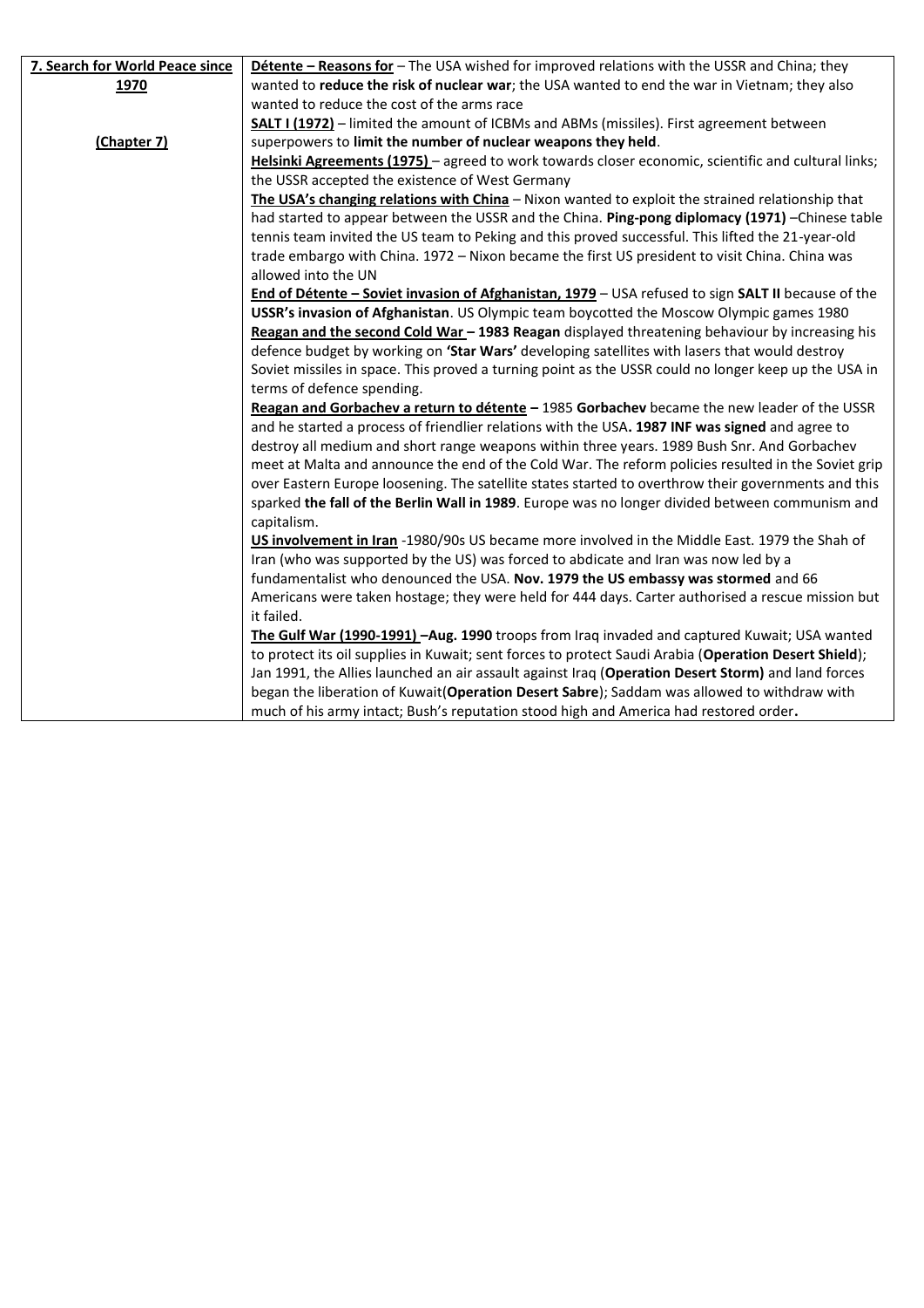| **7. Search for World Peace since 1970** **(Chapter 7)** | **Détente – Reasons for** – The USA wished for improved relations with the USSR and China; they wanted to **reduce the risk of nuclear war**; the USA wanted to end the war in Vietnam; they also wanted to reduce the cost of the arms race<br>**SALT I (1972)** – limited the amount of ICBMs and ABMs (missiles). First agreement between superpowers to **limit the number of nuclear weapons they held**.<br>**Helsinki Agreements (1975)** – agreed to work towards closer economic, scientific and cultural links; the USSR accepted the existence of West Germany<br>**The USA's changing relations with China** – Nixon wanted to exploit the strained relationship that had started to appear between the USSR and the China. **Ping-pong diplomacy (1971)** –Chinese table tennis team invited the US team to Peking and this proved successful. This lifted the 21-year-old trade embargo with China. 1972 – Nixon became the first US president to visit China. China was allowed into the UN<br>**End of Détente – Soviet invasion of Afghanistan, 1979** – USA refused to sign **SALT II** because of the **USSR's invasion of Afghanistan**. US Olympic team boycotted the Moscow Olympic games 1980<br>**Reagan and the second Cold War – 1983 Reagan** displayed threatening behaviour by increasing his defence budget by working on **'Star Wars'** developing satellites with lasers that would destroy Soviet missiles in space. This proved a turning point as the USSR could no longer keep up the USA in terms of defence spending.<br>**Reagan and Gorbachev a return to détente –** 1985 **Gorbachev** became the new leader of the USSR and he started a process of friendlier relations with the USA**. 1987 INF was signed** and agree to destroy all medium and short range weapons within three years. 1989 Bush Snr. And Gorbachev meet at Malta and announce the end of the Cold War. The reform policies resulted in the Soviet grip over Eastern Europe loosening. The satellite states started to overthrow their governments and this sparked **the fall of the Berlin Wall in 1989**. Europe was no longer divided between communism and capitalism.<br>**US involvement in Iran** -1980/90s US became more involved in the Middle East. 1979 the Shah of Iran (who was supported by the US) was forced to abdicate and Iran was now led by a fundamentalist who denounced the USA. **Nov. 1979 the US embassy was stormed** and 66 Americans were taken hostage; they were held for 444 days. Carter authorised a rescue mission but it failed.<br>**The Gulf War (1990-1991) –Aug. 1990** troops from Iraq invaded and captured Kuwait; USA wanted to protect its oil supplies in Kuwait; sent forces to protect Saudi Arabia (**Operation Desert Shield**); Jan 1991, the Allies launched an air assault against Iraq (**Operation Desert Storm)** and land forces began the liberation of Kuwait(**Operation Desert Sabre**); Saddam was allowed to withdraw with much of his army intact; Bush's reputation stood high and America had restored order**.** |
|---|---|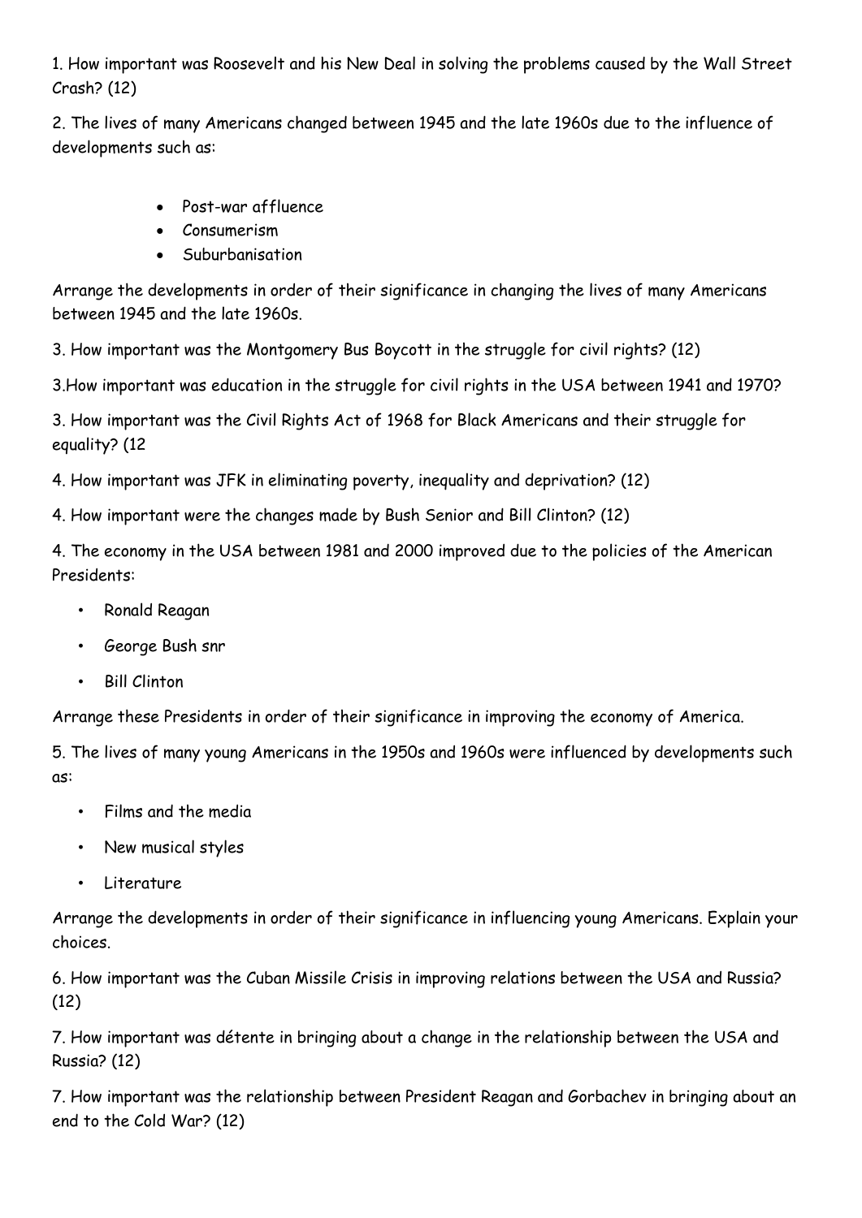1. How important was Roosevelt and his New Deal in solving the problems caused by the Wall Street Crash? (12)

2. The lives of many Americans changed between 1945 and the late 1960s due to the influence of developments such as:

- Post-war affluence
- Consumerism
- Suburbanisation

Arrange the developments in order of their significance in changing the lives of many Americans between 1945 and the late 1960s.

3. How important was the Montgomery Bus Boycott in the struggle for civil rights? (12)

3.How important was education in the struggle for civil rights in the USA between 1941 and 1970?

3. How important was the Civil Rights Act of 1968 for Black Americans and their struggle for equality? (12

4. How important was JFK in eliminating poverty, inequality and deprivation? (12)

4. How important were the changes made by Bush Senior and Bill Clinton? (12)

4. The economy in the USA between 1981 and 2000 improved due to the policies of the American Presidents:

- Ronald Reagan
- George Bush snr
- Bill Clinton

Arrange these Presidents in order of their significance in improving the economy of America.

5. The lives of many young Americans in the 1950s and 1960s were influenced by developments such as:

- Films and the media
- New musical styles
- Literature

Arrange the developments in order of their significance in influencing young Americans. Explain your choices.

6. How important was the Cuban Missile Crisis in improving relations between the USA and Russia? (12)

7. How important was détente in bringing about a change in the relationship between the USA and Russia? (12)

7. How important was the relationship between President Reagan and Gorbachev in bringing about an end to the Cold War? (12)